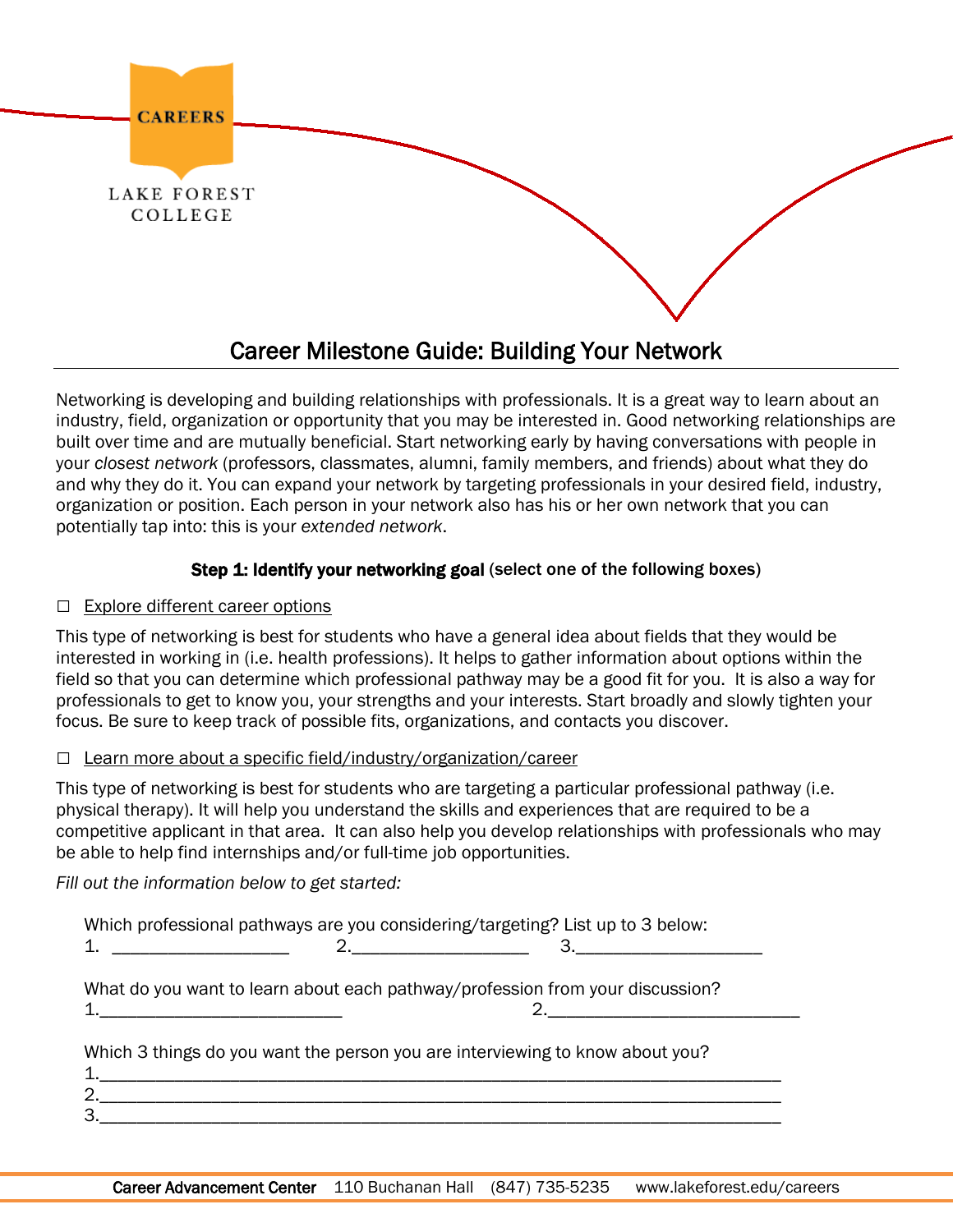CAREERS

LAKE FOREST COLLEGE

# Career Milestone Guide: Building Your Network

Networking is developing and building relationships with professionals. It is a great way to learn about an industry, field, organization or opportunity that you may be interested in. Good networking relationships are built over time and are mutually beneficial. Start networking early by having conversations with people in your *closest network* (professors, classmates, alumni, family members, and friends) about what they do and why they do it. You can expand your network by targeting professionals in your desired field, industry, organization or position. Each person in your network also has his or her own network that you can potentially tap into: this is your *extended network*.

**Step 1: Identify your networking goal** (select one of the following boxes)

☐ <u>Explore different career options</u>

This type of networking is best for students who have a general idea about fields that they would be interested in working in (i.e. health professions). It helps to gather information about options within the field so that you can determine which professional pathway may be a good fit for you. It is also a way for professionals to get to know you, your strengths and your interests. Start broadly and slowly tighten your focus. Be sure to keep track of possible fits, organizations, and contacts you discover.

☐ <u>Learn more about a specific field/industry/organization/career</u>

This type of networking is best for students who are targeting a particular professional pathway (i.e. physical therapy). It will help you understand the skills and experiences that are required to be a competitive applicant in that area. It can also help you develop relationships with professionals who may be able to help find internships and/or full-time job opportunities.

*Fill out the information below to get started:*

Which professional pathways are you considering/targeting? List up to 3 below:
1. ___________________ 2.___________________ 3.____________________

What do you want to learn about each pathway/profession from your discussion?
1.__________________________ 2.___________________________

Which 3 things do you want the person you are interviewing to know about you?
1.___________________________________________________________________________
2.___________________________________________________________________________
3.___________________________________________________________________________

**Career Advancement Center** 110 Buchanan Hall (847) 735-5235 www.lakeforest.edu/careers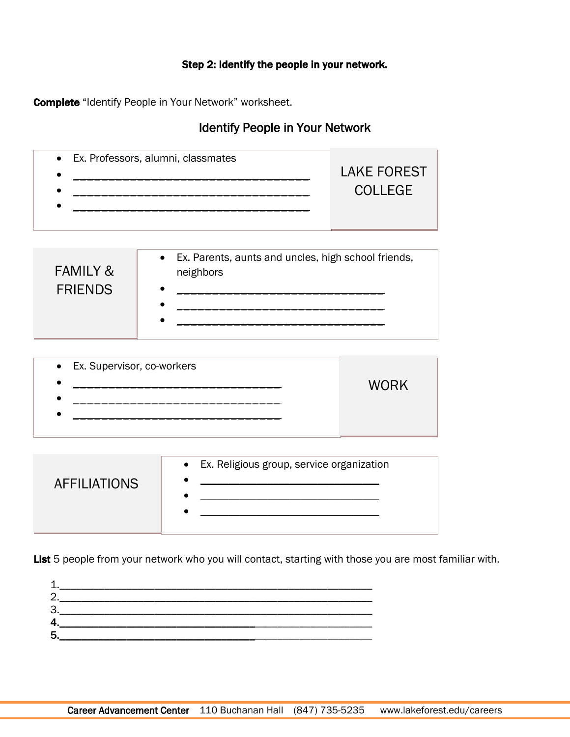**Step 2: Identify the people in your network.**

**Complete** "Identify People in Your Network" worksheet.

## Identify People in Your Network

| LAKE FOREST COLLEGE | • Ex. Professors, alumni, classmates<br>• ________________________________<br>• ________________________________<br>• ________________________________ |
| --- | --- |
| **FAMILY & FRIENDS** | • Ex. Parents, aunts and uncles, high school friends, neighbors<br>• ________________________________<br>• ________________________________<br>• ________________________________ |
| **WORK** | • Ex. Supervisor, co-workers<br>• ________________________________<br>• ________________________________<br>• ________________________________ |
| **AFFILIATIONS** | • Ex. Religious group, service organization<br>• ________________________________<br>• ________________________________<br>• ________________________________ |

**List** 5 people from your network who you will contact, starting with those you are most familiar with.

1. ____________________________________________________
2. ____________________________________________________
3. ____________________________________________________
4. ____________________________________________________
5. ____________________________________________________

**Career Advancement Center** 110 Buchanan Hall (847) 735-5235 www.lakeforest.edu/careers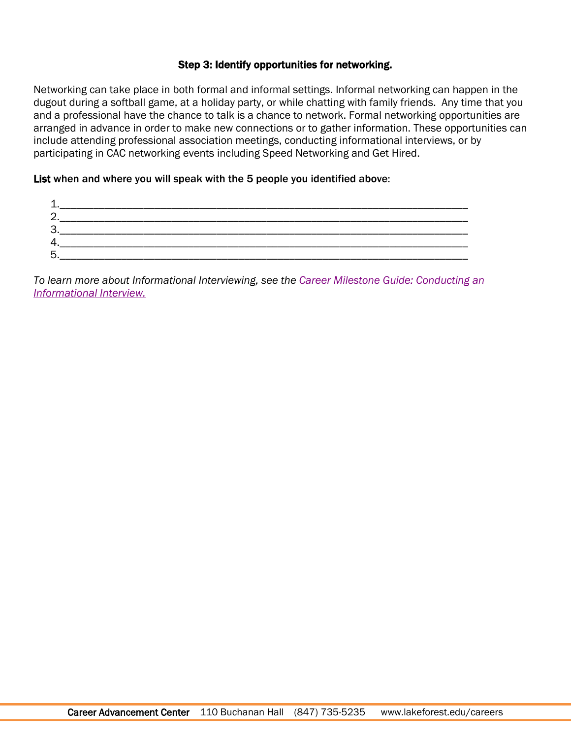### Step 3: Identify opportunities for networking.

Networking can take place in both formal and informal settings. Informal networking can happen in the dugout during a softball game, at a holiday party, or while chatting with family friends. Any time that you and a professional have the chance to talk is a chance to network. Formal networking opportunities are arranged in advance in order to make new connections or to gather information. These opportunities can include attending professional association meetings, conducting informational interviews, or by participating in CAC networking events including Speed Networking and Get Hired.

**List** when and where you will speak with the 5 people you identified above:

1.____________________________________________________________________
2.____________________________________________________________________
3.____________________________________________________________________
4.____________________________________________________________________
5.____________________________________________________________________

*To learn more about Informational Interviewing, see the Career Milestone Guide: Conducting an Informational Interview.*